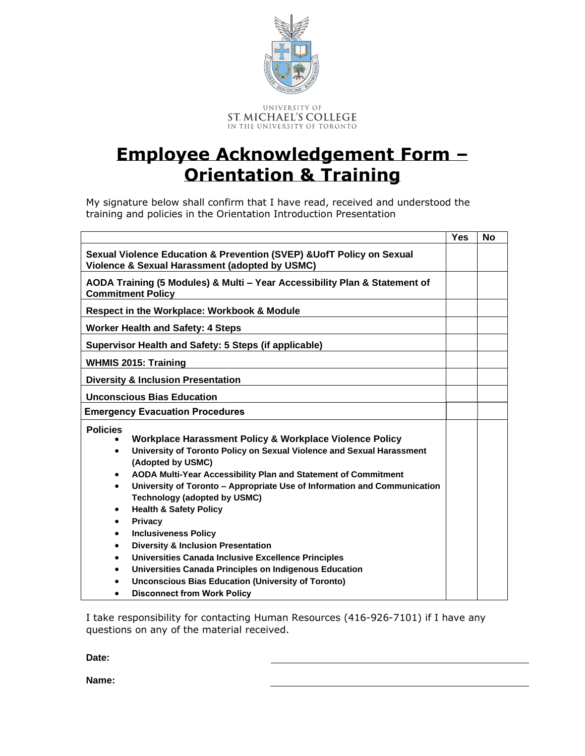UNIVERSITY OF
ST. MICHAEL'S COLLEGE
IN THE UNIVERSITY OF TORONTO

# Employee Acknowledgement Form – Orientation & Training

My signature below shall confirm that I have read, received and understood the training and policies in the Orientation Introduction Presentation

| | Yes | No |
|---|---|---|
| **Sexual Violence Education & Prevention (SVEP) &UofT Policy on Sexual Violence & Sexual Harassment (adopted by USMC)** | | |
| **AODA Training (5 Modules) & Multi – Year Accessibility Plan & Statement of Commitment Policy** | | |
| **Respect in the Workplace: Workbook & Module** | | |
| **Worker Health and Safety: 4 Steps** | | |
| **Supervisor Health and Safety: 5 Steps (if applicable)** | | |
| **WHMIS 2015: Training** | | |
| **Diversity & Inclusion Presentation** | | |
| **Unconscious Bias Education** | | |
| **Emergency Evacuation Procedures** | | |
| **Policies**<br>• **Workplace Harassment Policy & Workplace Violence Policy**<br>• **University of Toronto Policy on Sexual Violence and Sexual Harassment (Adopted by USMC)**<br>• **AODA Multi-Year Accessibility Plan and Statement of Commitment**<br>• **University of Toronto – Appropriate Use of Information and Communication Technology (adopted by USMC)**<br>• **Health & Safety Policy**<br>• **Privacy**<br>• **Inclusiveness Policy**<br>• **Diversity & Inclusion Presentation**<br>• **Universities Canada Inclusive Excellence Principles**<br>• **Universities Canada Principles on Indigenous Education**<br>• **Unconscious Bias Education (University of Toronto)**<br>• **Disconnect from Work Policy** | | |

I take responsibility for contacting Human Resources (416-926-7101) if I have any questions on any of the material received.

**Date:** ______________________________

**Name:** ______________________________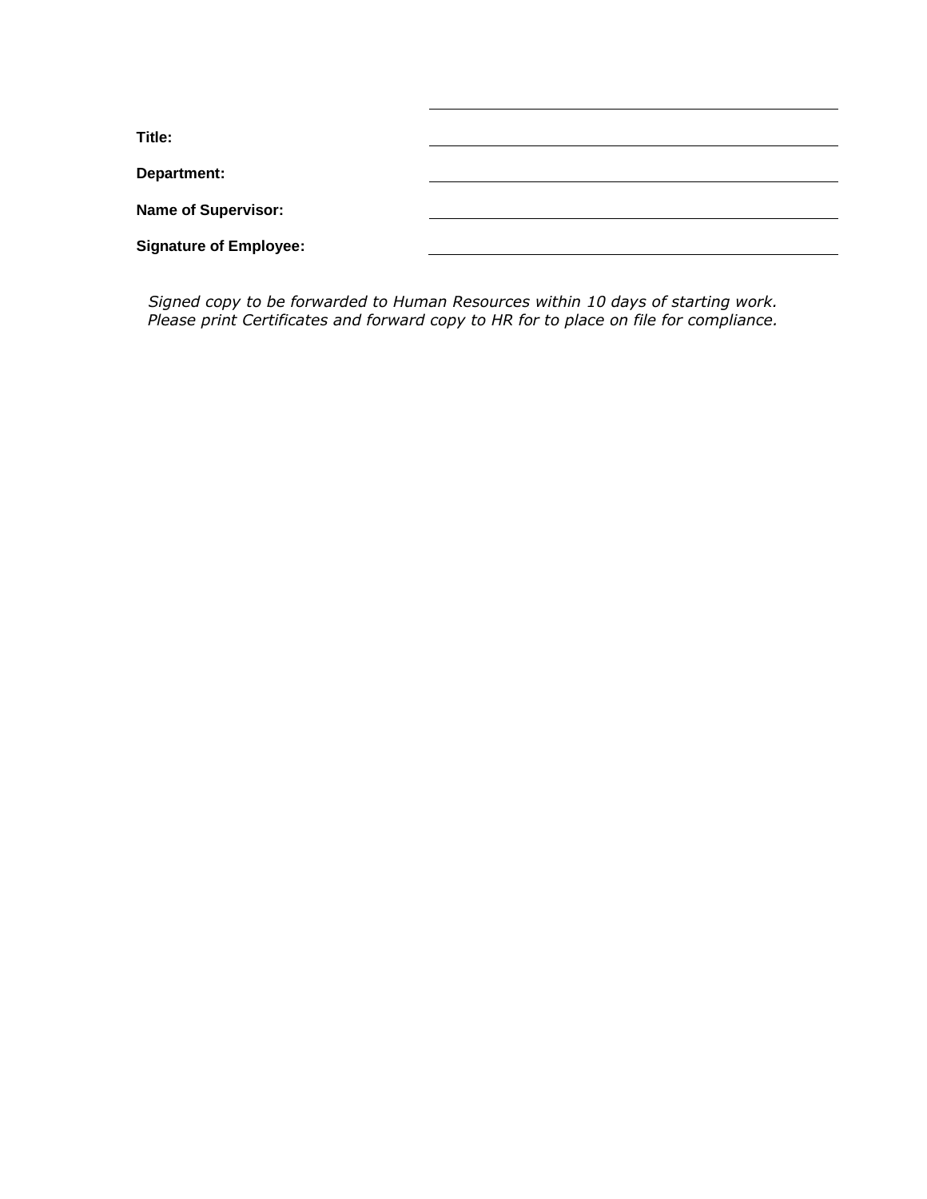| | |
|---|---|
| | ______________________________ |
| **Title:** | ______________________________ |
| **Department:** | ______________________________ |
| **Name of Supervisor:** | ______________________________ |
| **Signature of Employee:** | ______________________________ |

*Signed copy to be forwarded to Human Resources within 10 days of starting work.*
*Please print Certificates and forward copy to HR for to place on file for compliance.*